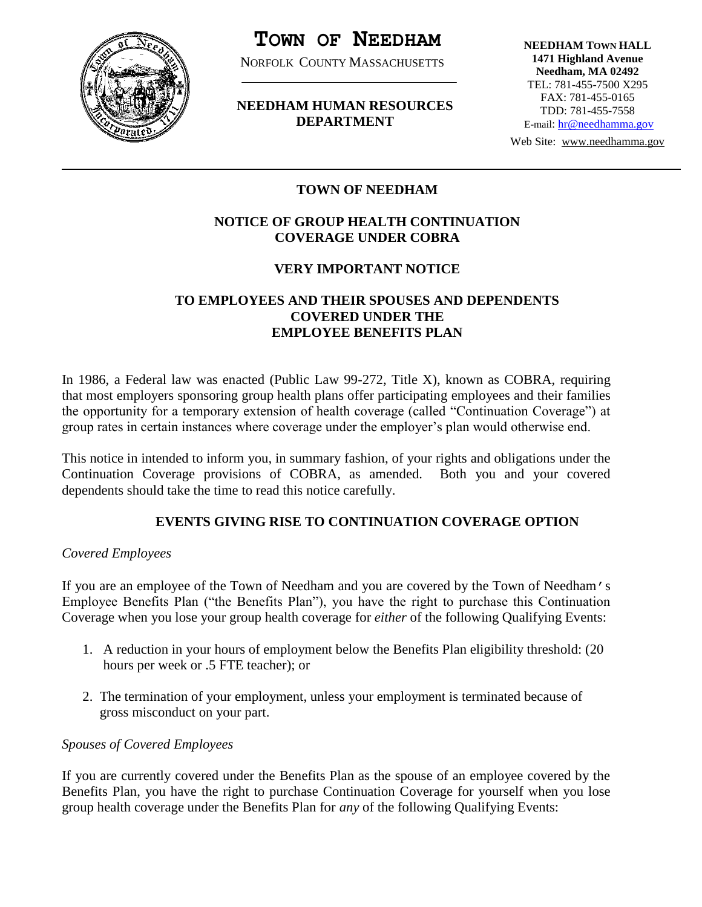# TOWN OF NEEDHAM

NORFOLK COUNTY MASSACHUSETTS

**NEEDHAM HUMAN RESOURCES DEPARTMENT**

**NEEDHAM TOWN HALL**
**1471 Highland Avenue**
**Needham, MA 02492**
TEL: 781-455-7500 X295
FAX: 781-455-0165
TDD: 781-455-7558
E-mail: hr@needhamma.gov
Web Site: www.needhamma.gov

---

## TOWN OF NEEDHAM

## NOTICE OF GROUP HEALTH CONTINUATION COVERAGE UNDER COBRA

## VERY IMPORTANT NOTICE

## TO EMPLOYEES AND THEIR SPOUSES AND DEPENDENTS COVERED UNDER THE EMPLOYEE BENEFITS PLAN

In 1986, a Federal law was enacted (Public Law 99-272, Title X), known as COBRA, requiring that most employers sponsoring group health plans offer participating employees and their families the opportunity for a temporary extension of health coverage (called "Continuation Coverage") at group rates in certain instances where coverage under the employer's plan would otherwise end.

This notice in intended to inform you, in summary fashion, of your rights and obligations under the Continuation Coverage provisions of COBRA, as amended. Both you and your covered dependents should take the time to read this notice carefully.

### EVENTS GIVING RISE TO CONTINUATION COVERAGE OPTION

*Covered Employees*

If you are an employee of the Town of Needham and you are covered by the Town of Needham's Employee Benefits Plan ("the Benefits Plan"), you have the right to purchase this Continuation Coverage when you lose your group health coverage for *either* of the following Qualifying Events:

1. A reduction in your hours of employment below the Benefits Plan eligibility threshold: (20 hours per week or .5 FTE teacher); or
2. The termination of your employment, unless your employment is terminated because of gross misconduct on your part.

*Spouses of Covered Employees*

If you are currently covered under the Benefits Plan as the spouse of an employee covered by the Benefits Plan, you have the right to purchase Continuation Coverage for yourself when you lose group health coverage under the Benefits Plan for *any* of the following Qualifying Events: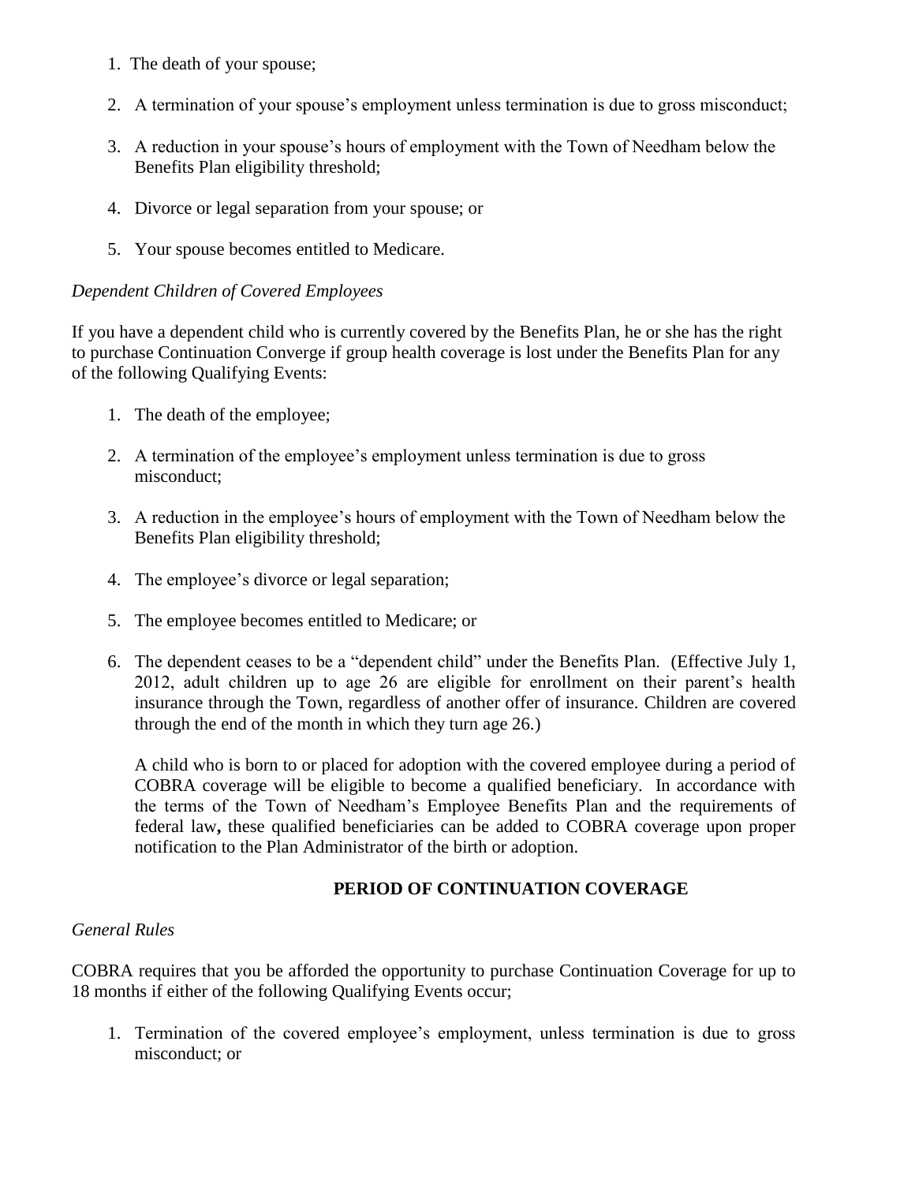1. The death of your spouse;

2. A termination of your spouse's employment unless termination is due to gross misconduct;

3. A reduction in your spouse's hours of employment with the Town of Needham below the Benefits Plan eligibility threshold;

4. Divorce or legal separation from your spouse; or

5. Your spouse becomes entitled to Medicare.

*Dependent Children of Covered Employees*

If you have a dependent child who is currently covered by the Benefits Plan, he or she has the right to purchase Continuation Converge if group health coverage is lost under the Benefits Plan for any of the following Qualifying Events:

1. The death of the employee;

2. A termination of the employee's employment unless termination is due to gross misconduct;

3. A reduction in the employee's hours of employment with the Town of Needham below the Benefits Plan eligibility threshold;

4. The employee's divorce or legal separation;

5. The employee becomes entitled to Medicare; or

6. The dependent ceases to be a "dependent child" under the Benefits Plan. (Effective July 1, 2012, adult children up to age 26 are eligible for enrollment on their parent's health insurance through the Town, regardless of another offer of insurance. Children are covered through the end of the month in which they turn age 26.)

   A child who is born to or placed for adoption with the covered employee during a period of COBRA coverage will be eligible to become a qualified beneficiary. In accordance with the terms of the Town of Needham's Employee Benefits Plan and the requirements of federal law**,** these qualified beneficiaries can be added to COBRA coverage upon proper notification to the Plan Administrator of the birth or adoption.

## PERIOD OF CONTINUATION COVERAGE

*General Rules*

COBRA requires that you be afforded the opportunity to purchase Continuation Coverage for up to 18 months if either of the following Qualifying Events occur;

1. Termination of the covered employee's employment, unless termination is due to gross misconduct; or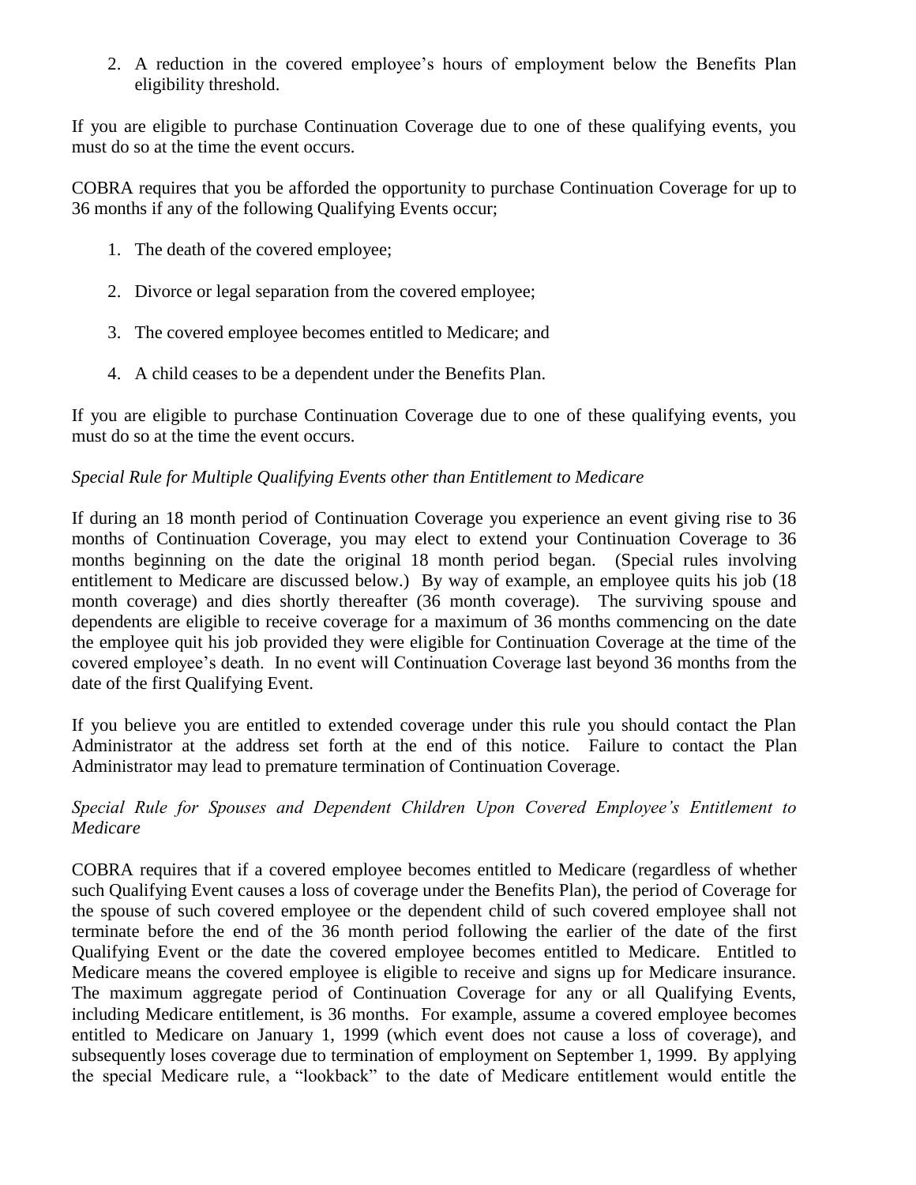2. A reduction in the covered employee's hours of employment below the Benefits Plan eligibility threshold.

If you are eligible to purchase Continuation Coverage due to one of these qualifying events, you must do so at the time the event occurs.

COBRA requires that you be afforded the opportunity to purchase Continuation Coverage for up to 36 months if any of the following Qualifying Events occur;

1. The death of the covered employee;

2. Divorce or legal separation from the covered employee;

3. The covered employee becomes entitled to Medicare; and

4. A child ceases to be a dependent under the Benefits Plan.

If you are eligible to purchase Continuation Coverage due to one of these qualifying events, you must do so at the time the event occurs.

*Special Rule for Multiple Qualifying Events other than Entitlement to Medicare*

If during an 18 month period of Continuation Coverage you experience an event giving rise to 36 months of Continuation Coverage, you may elect to extend your Continuation Coverage to 36 months beginning on the date the original 18 month period began. (Special rules involving entitlement to Medicare are discussed below.) By way of example, an employee quits his job (18 month coverage) and dies shortly thereafter (36 month coverage). The surviving spouse and dependents are eligible to receive coverage for a maximum of 36 months commencing on the date the employee quit his job provided they were eligible for Continuation Coverage at the time of the covered employee's death. In no event will Continuation Coverage last beyond 36 months from the date of the first Qualifying Event.

If you believe you are entitled to extended coverage under this rule you should contact the Plan Administrator at the address set forth at the end of this notice. Failure to contact the Plan Administrator may lead to premature termination of Continuation Coverage.

*Special Rule for Spouses and Dependent Children Upon Covered Employee's Entitlement to Medicare*

COBRA requires that if a covered employee becomes entitled to Medicare (regardless of whether such Qualifying Event causes a loss of coverage under the Benefits Plan), the period of Coverage for the spouse of such covered employee or the dependent child of such covered employee shall not terminate before the end of the 36 month period following the earlier of the date of the first Qualifying Event or the date the covered employee becomes entitled to Medicare. Entitled to Medicare means the covered employee is eligible to receive and signs up for Medicare insurance. The maximum aggregate period of Continuation Coverage for any or all Qualifying Events, including Medicare entitlement, is 36 months. For example, assume a covered employee becomes entitled to Medicare on January 1, 1999 (which event does not cause a loss of coverage), and subsequently loses coverage due to termination of employment on September 1, 1999. By applying the special Medicare rule, a "lookback" to the date of Medicare entitlement would entitle the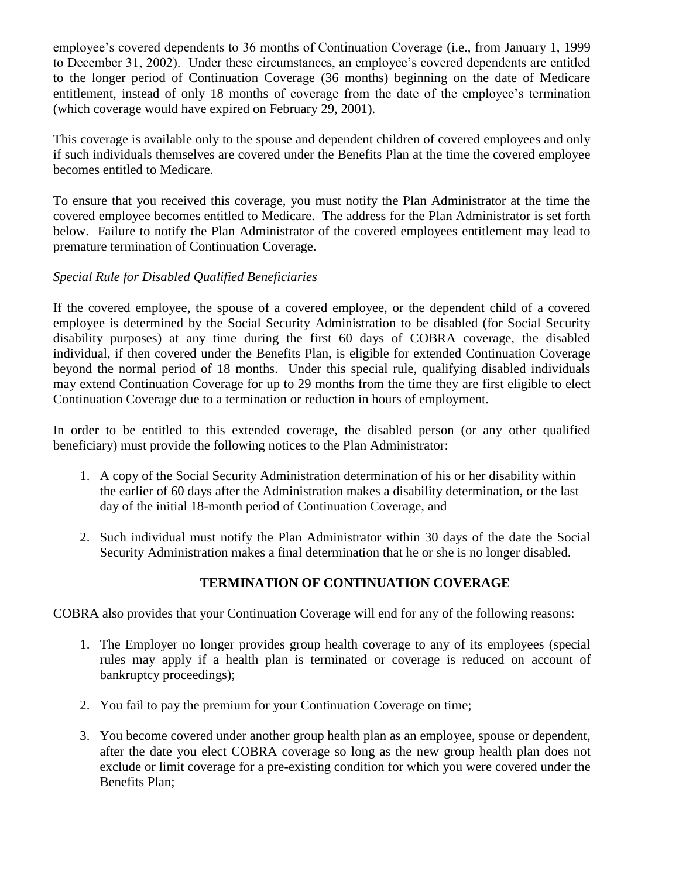employee's covered dependents to 36 months of Continuation Coverage (i.e., from January 1, 1999 to December 31, 2002). Under these circumstances, an employee's covered dependents are entitled to the longer period of Continuation Coverage (36 months) beginning on the date of Medicare entitlement, instead of only 18 months of coverage from the date of the employee's termination (which coverage would have expired on February 29, 2001).

This coverage is available only to the spouse and dependent children of covered employees and only if such individuals themselves are covered under the Benefits Plan at the time the covered employee becomes entitled to Medicare.

To ensure that you received this coverage, you must notify the Plan Administrator at the time the covered employee becomes entitled to Medicare. The address for the Plan Administrator is set forth below. Failure to notify the Plan Administrator of the covered employees entitlement may lead to premature termination of Continuation Coverage.

*Special Rule for Disabled Qualified Beneficiaries*

If the covered employee, the spouse of a covered employee, or the dependent child of a covered employee is determined by the Social Security Administration to be disabled (for Social Security disability purposes) at any time during the first 60 days of COBRA coverage, the disabled individual, if then covered under the Benefits Plan, is eligible for extended Continuation Coverage beyond the normal period of 18 months. Under this special rule, qualifying disabled individuals may extend Continuation Coverage for up to 29 months from the time they are first eligible to elect Continuation Coverage due to a termination or reduction in hours of employment.

In order to be entitled to this extended coverage, the disabled person (or any other qualified beneficiary) must provide the following notices to the Plan Administrator:

1. A copy of the Social Security Administration determination of his or her disability within the earlier of 60 days after the Administration makes a disability determination, or the last day of the initial 18-month period of Continuation Coverage, and

2. Such individual must notify the Plan Administrator within 30 days of the date the Social Security Administration makes a final determination that he or she is no longer disabled.

## TERMINATION OF CONTINUATION COVERAGE

COBRA also provides that your Continuation Coverage will end for any of the following reasons:

1. The Employer no longer provides group health coverage to any of its employees (special rules may apply if a health plan is terminated or coverage is reduced on account of bankruptcy proceedings);

2. You fail to pay the premium for your Continuation Coverage on time;

3. You become covered under another group health plan as an employee, spouse or dependent, after the date you elect COBRA coverage so long as the new group health plan does not exclude or limit coverage for a pre-existing condition for which you were covered under the Benefits Plan;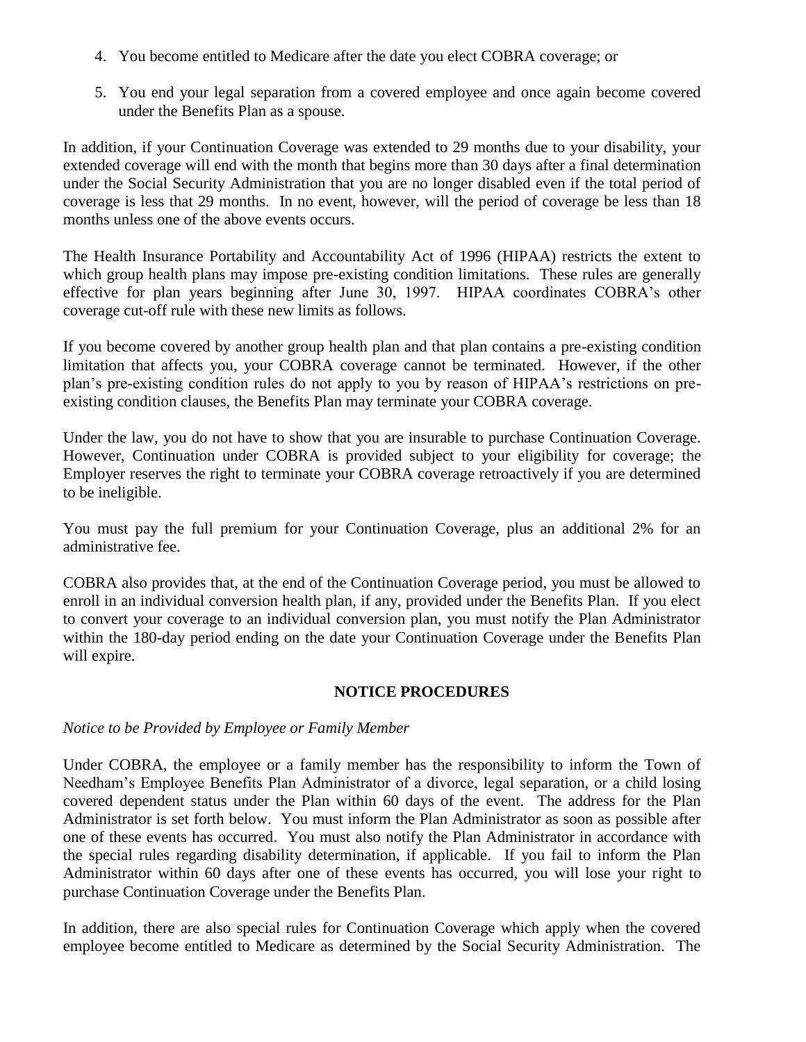4. You become entitled to Medicare after the date you elect COBRA coverage; or

5. You end your legal separation from a covered employee and once again become covered under the Benefits Plan as a spouse.

In addition, if your Continuation Coverage was extended to 29 months due to your disability, your extended coverage will end with the month that begins more than 30 days after a final determination under the Social Security Administration that you are no longer disabled even if the total period of coverage is less that 29 months. In no event, however, will the period of coverage be less than 18 months unless one of the above events occurs.

The Health Insurance Portability and Accountability Act of 1996 (HIPAA) restricts the extent to which group health plans may impose pre-existing condition limitations. These rules are generally effective for plan years beginning after June 30, 1997. HIPAA coordinates COBRA's other coverage cut-off rule with these new limits as follows.

If you become covered by another group health plan and that plan contains a pre-existing condition limitation that affects you, your COBRA coverage cannot be terminated. However, if the other plan's pre-existing condition rules do not apply to you by reason of HIPAA's restrictions on pre-existing condition clauses, the Benefits Plan may terminate your COBRA coverage.

Under the law, you do not have to show that you are insurable to purchase Continuation Coverage. However, Continuation under COBRA is provided subject to your eligibility for coverage; the Employer reserves the right to terminate your COBRA coverage retroactively if you are determined to be ineligible.

You must pay the full premium for your Continuation Coverage, plus an additional 2% for an administrative fee.

COBRA also provides that, at the end of the Continuation Coverage period, you must be allowed to enroll in an individual conversion health plan, if any, provided under the Benefits Plan. If you elect to convert your coverage to an individual conversion plan, you must notify the Plan Administrator within the 180-day period ending on the date your Continuation Coverage under the Benefits Plan will expire.

## NOTICE PROCEDURES

*Notice to be Provided by Employee or Family Member*

Under COBRA, the employee or a family member has the responsibility to inform the Town of Needham's Employee Benefits Plan Administrator of a divorce, legal separation, or a child losing covered dependent status under the Plan within 60 days of the event. The address for the Plan Administrator is set forth below. You must inform the Plan Administrator as soon as possible after one of these events has occurred. You must also notify the Plan Administrator in accordance with the special rules regarding disability determination, if applicable. If you fail to inform the Plan Administrator within 60 days after one of these events has occurred, you will lose your right to purchase Continuation Coverage under the Benefits Plan.

In addition, there are also special rules for Continuation Coverage which apply when the covered employee become entitled to Medicare as determined by the Social Security Administration. The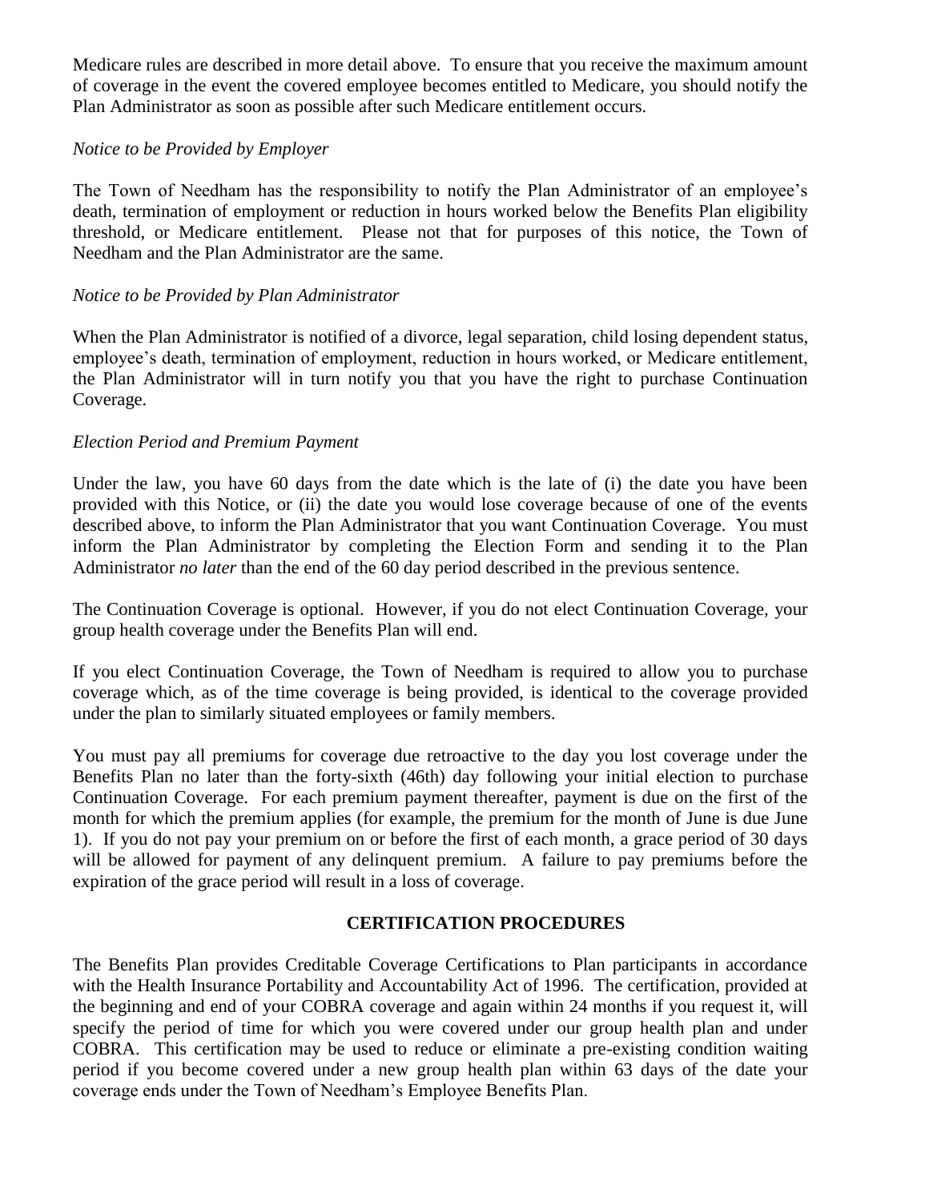Medicare rules are described in more detail above. To ensure that you receive the maximum amount of coverage in the event the covered employee becomes entitled to Medicare, you should notify the Plan Administrator as soon as possible after such Medicare entitlement occurs.

*Notice to be Provided by Employer*

The Town of Needham has the responsibility to notify the Plan Administrator of an employee's death, termination of employment or reduction in hours worked below the Benefits Plan eligibility threshold, or Medicare entitlement. Please not that for purposes of this notice, the Town of Needham and the Plan Administrator are the same.

*Notice to be Provided by Plan Administrator*

When the Plan Administrator is notified of a divorce, legal separation, child losing dependent status, employee's death, termination of employment, reduction in hours worked, or Medicare entitlement, the Plan Administrator will in turn notify you that you have the right to purchase Continuation Coverage.

*Election Period and Premium Payment*

Under the law, you have 60 days from the date which is the late of (i) the date you have been provided with this Notice, or (ii) the date you would lose coverage because of one of the events described above, to inform the Plan Administrator that you want Continuation Coverage. You must inform the Plan Administrator by completing the Election Form and sending it to the Plan Administrator *no later* than the end of the 60 day period described in the previous sentence.

The Continuation Coverage is optional. However, if you do not elect Continuation Coverage, your group health coverage under the Benefits Plan will end.

If you elect Continuation Coverage, the Town of Needham is required to allow you to purchase coverage which, as of the time coverage is being provided, is identical to the coverage provided under the plan to similarly situated employees or family members.

You must pay all premiums for coverage due retroactive to the day you lost coverage under the Benefits Plan no later than the forty-sixth (46th) day following your initial election to purchase Continuation Coverage. For each premium payment thereafter, payment is due on the first of the month for which the premium applies (for example, the premium for the month of June is due June 1). If you do not pay your premium on or before the first of each month, a grace period of 30 days will be allowed for payment of any delinquent premium. A failure to pay premiums before the expiration of the grace period will result in a loss of coverage.

## CERTIFICATION PROCEDURES

The Benefits Plan provides Creditable Coverage Certifications to Plan participants in accordance with the Health Insurance Portability and Accountability Act of 1996. The certification, provided at the beginning and end of your COBRA coverage and again within 24 months if you request it, will specify the period of time for which you were covered under our group health plan and under COBRA. This certification may be used to reduce or eliminate a pre-existing condition waiting period if you become covered under a new group health plan within 63 days of the date your coverage ends under the Town of Needham's Employee Benefits Plan.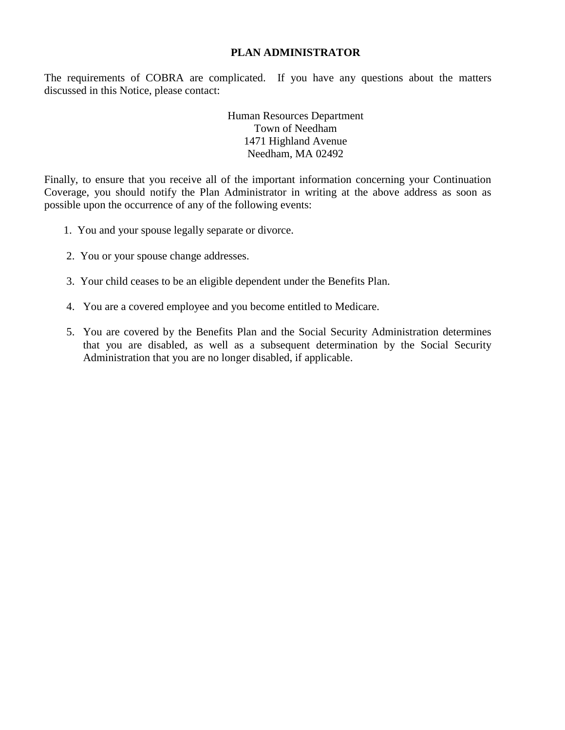## PLAN ADMINISTRATOR

The requirements of COBRA are complicated. If you have any questions about the matters discussed in this Notice, please contact:

Human Resources Department
Town of Needham
1471 Highland Avenue
Needham, MA 02492

Finally, to ensure that you receive all of the important information concerning your Continuation Coverage, you should notify the Plan Administrator in writing at the above address as soon as possible upon the occurrence of any of the following events:

1. You and your spouse legally separate or divorce.
2. You or your spouse change addresses.
3. Your child ceases to be an eligible dependent under the Benefits Plan.
4. You are a covered employee and you become entitled to Medicare.
5. You are covered by the Benefits Plan and the Social Security Administration determines that you are disabled, as well as a subsequent determination by the Social Security Administration that you are no longer disabled, if applicable.